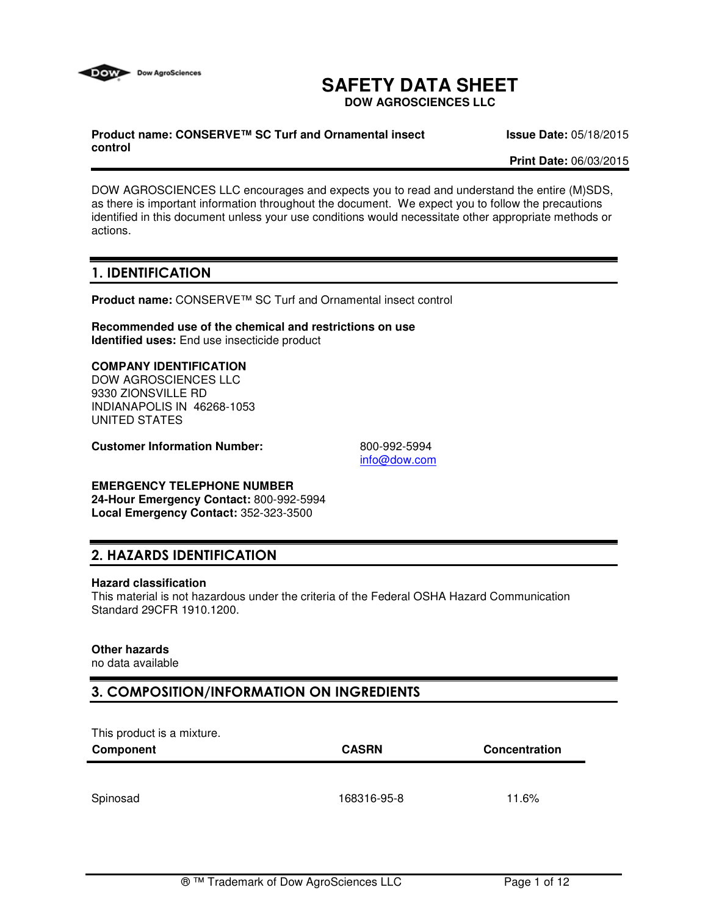# SAFETY DATA SHEET

**DOW AGROSCIENCES LLC**

**Product name: CONSERVE™ SC Turf and Ornamental insect control**

**Issue Date:** 05/18/2015

**Print Date:** 06/03/2015

DOW AGROSCIENCES LLC encourages and expects you to read and understand the entire (M)SDS, as there is important information throughout the document. We expect you to follow the precautions identified in this document unless your use conditions would necessitate other appropriate methods or actions.

## 1. IDENTIFICATION

**Product name:** CONSERVE™ SC Turf and Ornamental insect control

**Recommended use of the chemical and restrictions on use**
**Identified uses:** End use insecticide product

**COMPANY IDENTIFICATION**
DOW AGROSCIENCES LLC
9330 ZIONSVILLE RD
INDIANAPOLIS IN 46268-1053
UNITED STATES

**Customer Information Number:** 800-992-5994
info@dow.com

**EMERGENCY TELEPHONE NUMBER**
**24-Hour Emergency Contact:** 800-992-5994
**Local Emergency Contact:** 352-323-3500

## 2. HAZARDS IDENTIFICATION

**Hazard classification**
This material is not hazardous under the criteria of the Federal OSHA Hazard Communication Standard 29CFR 1910.1200.

**Other hazards**
no data available

## 3. COMPOSITION/INFORMATION ON INGREDIENTS

This product is a mixture.

| Component | CASRN | Concentration |
| --- | --- | --- |
| Spinosad | 168316-95-8 | 11.6% |

® ™ Trademark of Dow AgroSciences LLC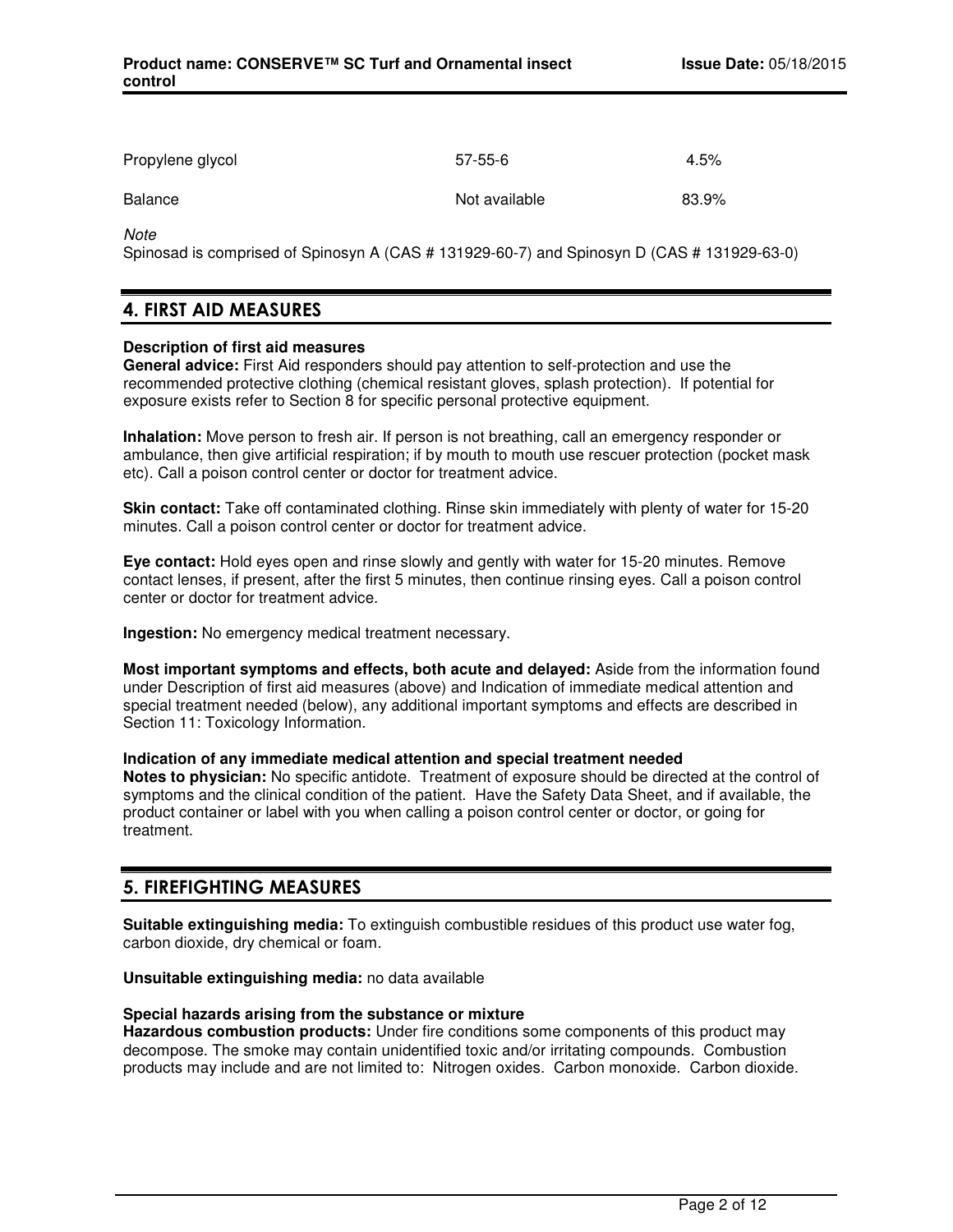| | | |
|---|---|---|
| Propylene glycol | 57-55-6 | 4.5% |
| Balance | Not available | 83.9% |

*Note*
Spinosad is comprised of Spinosyn A (CAS # 131929-60-7) and Spinosyn D (CAS # 131929-63-0)

## 4. FIRST AID MEASURES

**Description of first aid measures**
**General advice:** First Aid responders should pay attention to self-protection and use the recommended protective clothing (chemical resistant gloves, splash protection). If potential for exposure exists refer to Section 8 for specific personal protective equipment.

**Inhalation:** Move person to fresh air. If person is not breathing, call an emergency responder or ambulance, then give artificial respiration; if by mouth to mouth use rescuer protection (pocket mask etc). Call a poison control center or doctor for treatment advice.

**Skin contact:** Take off contaminated clothing. Rinse skin immediately with plenty of water for 15-20 minutes. Call a poison control center or doctor for treatment advice.

**Eye contact:** Hold eyes open and rinse slowly and gently with water for 15-20 minutes. Remove contact lenses, if present, after the first 5 minutes, then continue rinsing eyes. Call a poison control center or doctor for treatment advice.

**Ingestion:** No emergency medical treatment necessary.

**Most important symptoms and effects, both acute and delayed:** Aside from the information found under Description of first aid measures (above) and Indication of immediate medical attention and special treatment needed (below), any additional important symptoms and effects are described in Section 11: Toxicology Information.

**Indication of any immediate medical attention and special treatment needed**
**Notes to physician:** No specific antidote. Treatment of exposure should be directed at the control of symptoms and the clinical condition of the patient. Have the Safety Data Sheet, and if available, the product container or label with you when calling a poison control center or doctor, or going for treatment.

## 5. FIREFIGHTING MEASURES

**Suitable extinguishing media:** To extinguish combustible residues of this product use water fog, carbon dioxide, dry chemical or foam.

**Unsuitable extinguishing media:** no data available

**Special hazards arising from the substance or mixture**
**Hazardous combustion products:** Under fire conditions some components of this product may decompose. The smoke may contain unidentified toxic and/or irritating compounds. Combustion products may include and are not limited to: Nitrogen oxides. Carbon monoxide. Carbon dioxide.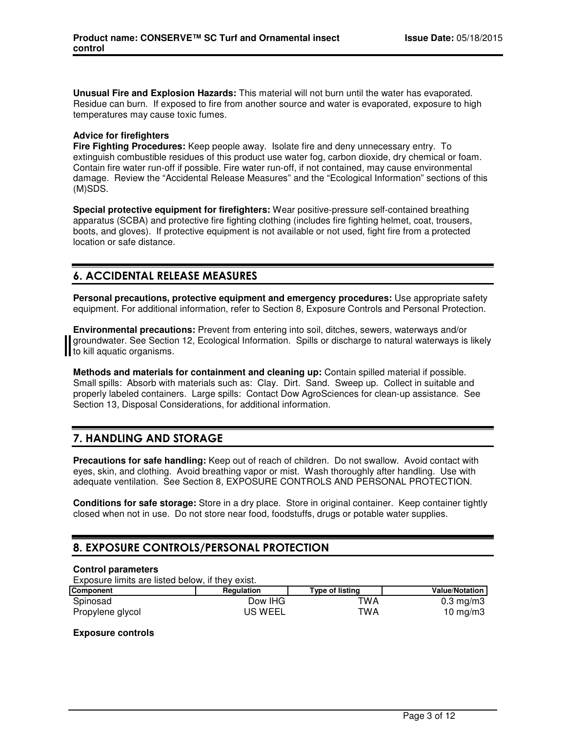**Unusual Fire and Explosion Hazards:** This material will not burn until the water has evaporated. Residue can burn. If exposed to fire from another source and water is evaporated, exposure to high temperatures may cause toxic fumes.

**Advice for firefighters**

**Fire Fighting Procedures:** Keep people away. Isolate fire and deny unnecessary entry. To extinguish combustible residues of this product use water fog, carbon dioxide, dry chemical or foam. Contain fire water run-off if possible. Fire water run-off, if not contained, may cause environmental damage. Review the “Accidental Release Measures” and the “Ecological Information” sections of this (M)SDS.

**Special protective equipment for firefighters:** Wear positive-pressure self-contained breathing apparatus (SCBA) and protective fire fighting clothing (includes fire fighting helmet, coat, trousers, boots, and gloves). If protective equipment is not available or not used, fight fire from a protected location or safe distance.

## 6. ACCIDENTAL RELEASE MEASURES

**Personal precautions, protective equipment and emergency procedures:** Use appropriate safety equipment. For additional information, refer to Section 8, Exposure Controls and Personal Protection.

**Environmental precautions:** Prevent from entering into soil, ditches, sewers, waterways and/or groundwater. See Section 12, Ecological Information. Spills or discharge to natural waterways is likely to kill aquatic organisms.

**Methods and materials for containment and cleaning up:** Contain spilled material if possible. Small spills: Absorb with materials such as: Clay. Dirt. Sand. Sweep up. Collect in suitable and properly labeled containers. Large spills: Contact Dow AgroSciences for clean-up assistance. See Section 13, Disposal Considerations, for additional information.

## 7. HANDLING AND STORAGE

**Precautions for safe handling:** Keep out of reach of children. Do not swallow. Avoid contact with eyes, skin, and clothing. Avoid breathing vapor or mist. Wash thoroughly after handling. Use with adequate ventilation. See Section 8, EXPOSURE CONTROLS AND PERSONAL PROTECTION.

**Conditions for safe storage:** Store in a dry place. Store in original container. Keep container tightly closed when not in use. Do not store near food, foodstuffs, drugs or potable water supplies.

## 8. EXPOSURE CONTROLS/PERSONAL PROTECTION

**Control parameters**

Exposure limits are listed below, if they exist.

| Component | Regulation | Type of listing | Value/Notation |
|---|---|---|---|
| Spinosad | Dow IHG | TWA | 0.3 mg/m3 |
| Propylene glycol | US WEEL | TWA | 10 mg/m3 |

**Exposure controls**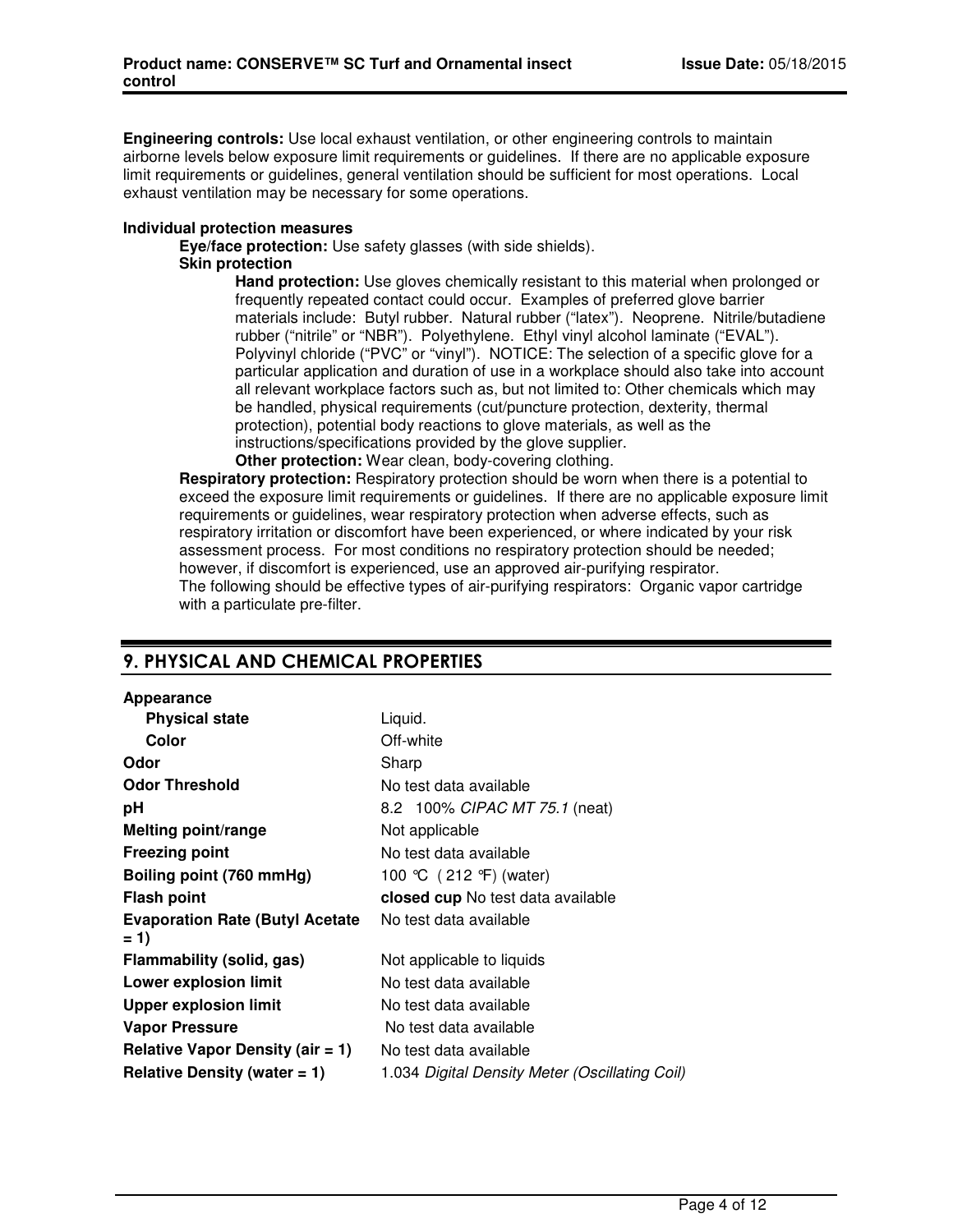**Engineering controls:** Use local exhaust ventilation, or other engineering controls to maintain airborne levels below exposure limit requirements or guidelines. If there are no applicable exposure limit requirements or guidelines, general ventilation should be sufficient for most operations. Local exhaust ventilation may be necessary for some operations.

**Individual protection measures**

**Eye/face protection:** Use safety glasses (with side shields).

**Skin protection**

**Hand protection:** Use gloves chemically resistant to this material when prolonged or frequently repeated contact could occur. Examples of preferred glove barrier materials include: Butyl rubber. Natural rubber ("latex"). Neoprene. Nitrile/butadiene rubber ("nitrile" or "NBR"). Polyethylene. Ethyl vinyl alcohol laminate ("EVAL"). Polyvinyl chloride ("PVC" or "vinyl"). NOTICE: The selection of a specific glove for a particular application and duration of use in a workplace should also take into account all relevant workplace factors such as, but not limited to: Other chemicals which may be handled, physical requirements (cut/puncture protection, dexterity, thermal protection), potential body reactions to glove materials, as well as the instructions/specifications provided by the glove supplier.

**Other protection:** Wear clean, body-covering clothing.

**Respiratory protection:** Respiratory protection should be worn when there is a potential to exceed the exposure limit requirements or guidelines. If there are no applicable exposure limit requirements or guidelines, wear respiratory protection when adverse effects, such as respiratory irritation or discomfort have been experienced, or where indicated by your risk assessment process. For most conditions no respiratory protection should be needed; however, if discomfort is experienced, use an approved air-purifying respirator.
The following should be effective types of air-purifying respirators: Organic vapor cartridge with a particulate pre-filter.

## 9. PHYSICAL AND CHEMICAL PROPERTIES

| | |
|---|---|
| **Appearance** | |
| **Physical state** | Liquid. |
| **Color** | Off-white |
| **Odor** | Sharp |
| **Odor Threshold** | No test data available |
| **pH** | 8.2 100% *CIPAC MT 75.1* (neat) |
| **Melting point/range** | Not applicable |
| **Freezing point** | No test data available |
| **Boiling point (760 mmHg)** | 100 °C ( 212 °F) (water) |
| **Flash point** | **closed cup** No test data available |
| **Evaporation Rate (Butyl Acetate = 1)** | No test data available |
| **Flammability (solid, gas)** | Not applicable to liquids |
| **Lower explosion limit** | No test data available |
| **Upper explosion limit** | No test data available |
| **Vapor Pressure** | No test data available |
| **Relative Vapor Density (air = 1)** | No test data available |
| **Relative Density (water = 1)** | 1.034 *Digital Density Meter (Oscillating Coil)* |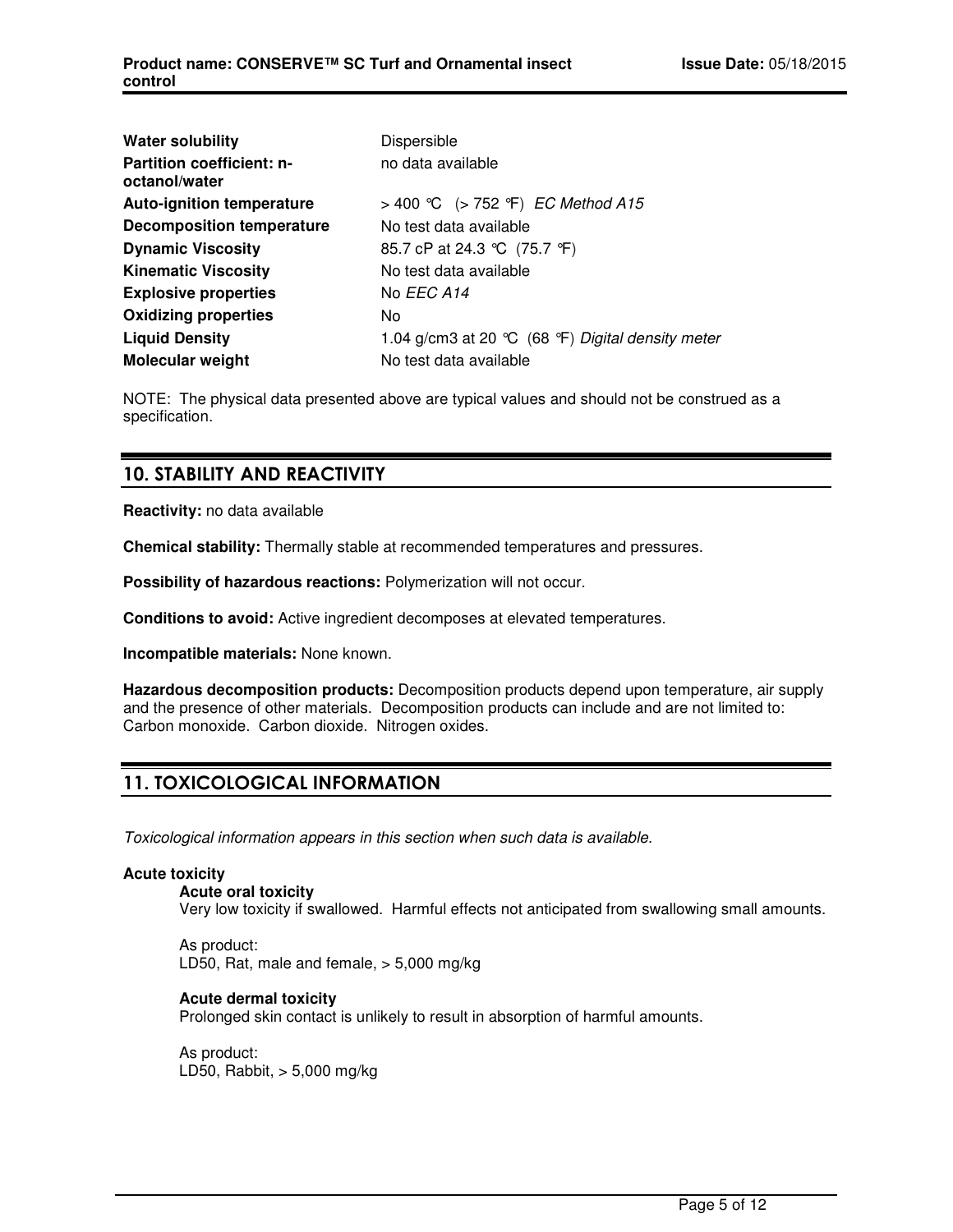| | |
|---|---|
| **Water solubility** | Dispersible |
| **Partition coefficient: n-octanol/water** | no data available |
| **Auto-ignition temperature** | > 400 °C (> 752 °F) *EC Method A15* |
| **Decomposition temperature** | No test data available |
| **Dynamic Viscosity** | 85.7 cP at 24.3 °C (75.7 °F) |
| **Kinematic Viscosity** | No test data available |
| **Explosive properties** | No *EEC A14* |
| **Oxidizing properties** | No |
| **Liquid Density** | 1.04 g/cm3 at 20 °C (68 °F) *Digital density meter* |
| **Molecular weight** | No test data available |

NOTE: The physical data presented above are typical values and should not be construed as a specification.

## 10. STABILITY AND REACTIVITY

**Reactivity:** no data available

**Chemical stability:** Thermally stable at recommended temperatures and pressures.

**Possibility of hazardous reactions:** Polymerization will not occur.

**Conditions to avoid:** Active ingredient decomposes at elevated temperatures.

**Incompatible materials:** None known.

**Hazardous decomposition products:** Decomposition products depend upon temperature, air supply and the presence of other materials. Decomposition products can include and are not limited to: Carbon monoxide. Carbon dioxide. Nitrogen oxides.

## 11. TOXICOLOGICAL INFORMATION

*Toxicological information appears in this section when such data is available.*

**Acute toxicity**

**Acute oral toxicity**

Very low toxicity if swallowed. Harmful effects not anticipated from swallowing small amounts.

As product:
LD50, Rat, male and female, > 5,000 mg/kg

**Acute dermal toxicity**

Prolonged skin contact is unlikely to result in absorption of harmful amounts.

As product:
LD50, Rabbit, > 5,000 mg/kg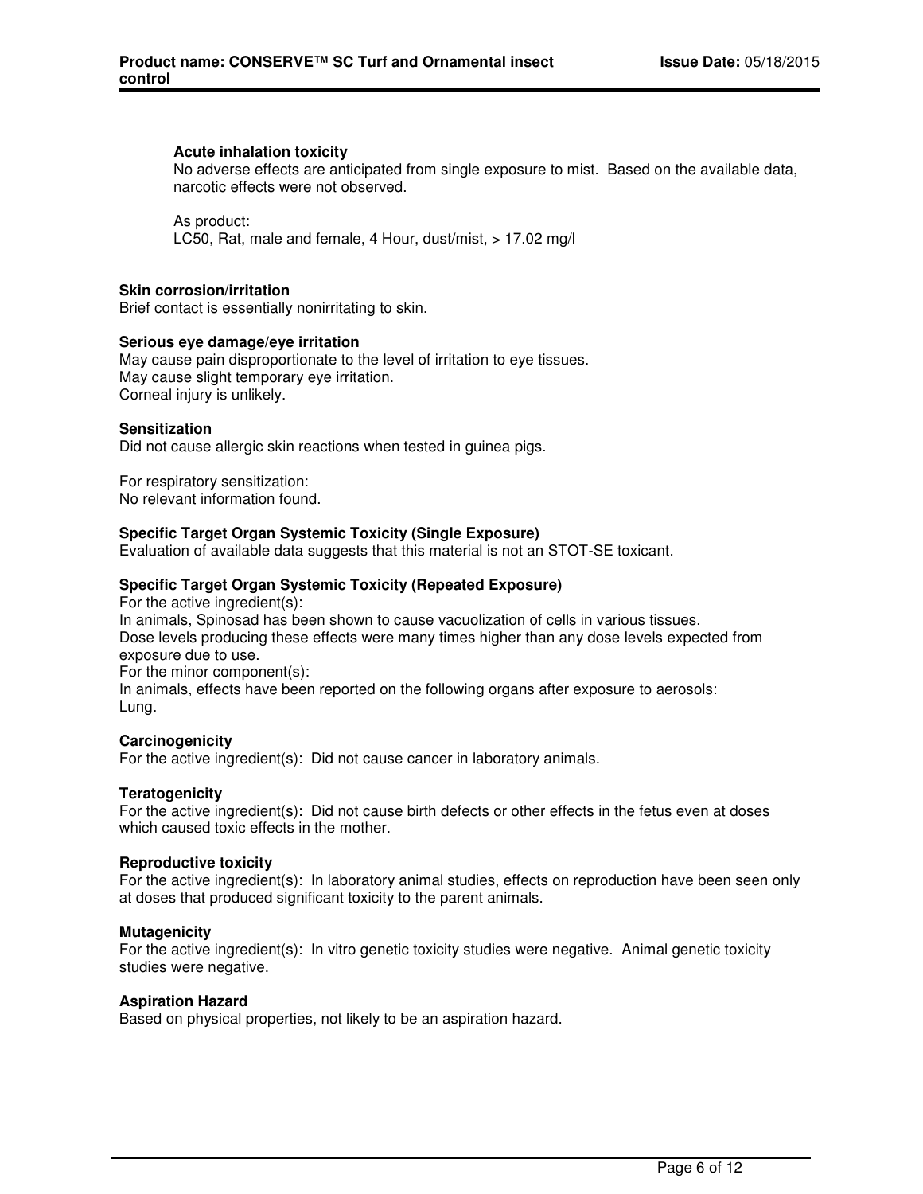**Acute inhalation toxicity**

No adverse effects are anticipated from single exposure to mist. Based on the available data, narcotic effects were not observed.

As product:
LC50, Rat, male and female, 4 Hour, dust/mist, > 17.02 mg/l

**Skin corrosion/irritation**

Brief contact is essentially nonirritating to skin.

**Serious eye damage/eye irritation**

May cause pain disproportionate to the level of irritation to eye tissues.
May cause slight temporary eye irritation.
Corneal injury is unlikely.

**Sensitization**

Did not cause allergic skin reactions when tested in guinea pigs.

For respiratory sensitization:
No relevant information found.

**Specific Target Organ Systemic Toxicity (Single Exposure)**

Evaluation of available data suggests that this material is not an STOT-SE toxicant.

**Specific Target Organ Systemic Toxicity (Repeated Exposure)**

For the active ingredient(s):
In animals, Spinosad has been shown to cause vacuolization of cells in various tissues.
Dose levels producing these effects were many times higher than any dose levels expected from exposure due to use.
For the minor component(s):
In animals, effects have been reported on the following organs after exposure to aerosols:
Lung.

**Carcinogenicity**

For the active ingredient(s): Did not cause cancer in laboratory animals.

**Teratogenicity**

For the active ingredient(s): Did not cause birth defects or other effects in the fetus even at doses which caused toxic effects in the mother.

**Reproductive toxicity**

For the active ingredient(s): In laboratory animal studies, effects on reproduction have been seen only at doses that produced significant toxicity to the parent animals.

**Mutagenicity**

For the active ingredient(s): In vitro genetic toxicity studies were negative. Animal genetic toxicity studies were negative.

**Aspiration Hazard**

Based on physical properties, not likely to be an aspiration hazard.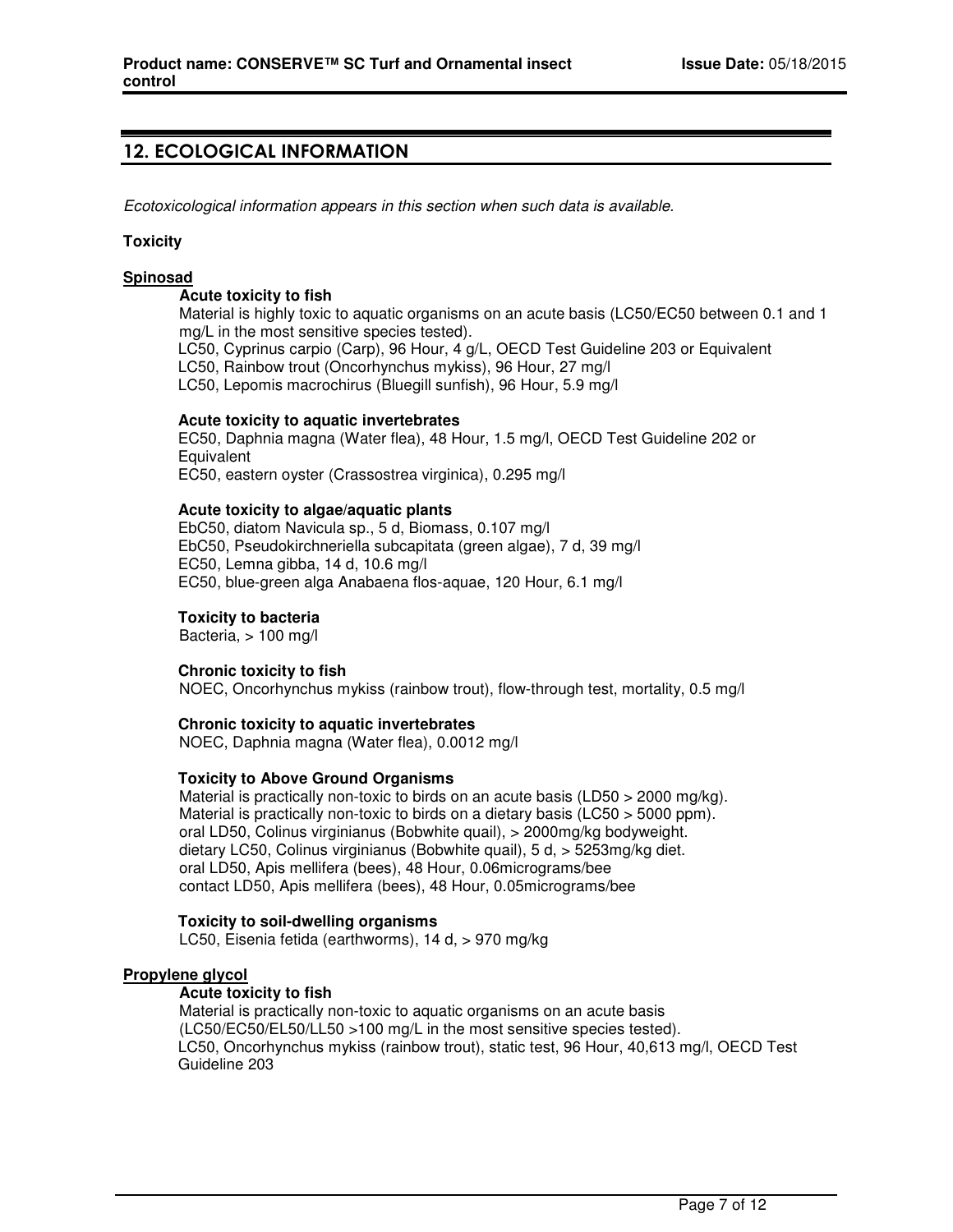## 12. ECOLOGICAL INFORMATION

*Ecotoxicological information appears in this section when such data is available.*

**Toxicity**

**Spinosad**

**Acute toxicity to fish**

Material is highly toxic to aquatic organisms on an acute basis (LC50/EC50 between 0.1 and 1 mg/L in the most sensitive species tested).
LC50, Cyprinus carpio (Carp), 96 Hour, 4 g/L, OECD Test Guideline 203 or Equivalent
LC50, Rainbow trout (Oncorhynchus mykiss), 96 Hour, 27 mg/l
LC50, Lepomis macrochirus (Bluegill sunfish), 96 Hour, 5.9 mg/l

**Acute toxicity to aquatic invertebrates**

EC50, Daphnia magna (Water flea), 48 Hour, 1.5 mg/l, OECD Test Guideline 202 or Equivalent
EC50, eastern oyster (Crassostrea virginica), 0.295 mg/l

**Acute toxicity to algae/aquatic plants**

EbC50, diatom Navicula sp., 5 d, Biomass, 0.107 mg/l
EbC50, Pseudokirchneriella subcapitata (green algae), 7 d, 39 mg/l
EC50, Lemna gibba, 14 d, 10.6 mg/l
EC50, blue-green alga Anabaena flos-aquae, 120 Hour, 6.1 mg/l

**Toxicity to bacteria**

Bacteria, > 100 mg/l

**Chronic toxicity to fish**

NOEC, Oncorhynchus mykiss (rainbow trout), flow-through test, mortality, 0.5 mg/l

**Chronic toxicity to aquatic invertebrates**

NOEC, Daphnia magna (Water flea), 0.0012 mg/l

**Toxicity to Above Ground Organisms**

Material is practically non-toxic to birds on an acute basis (LD50 > 2000 mg/kg).
Material is practically non-toxic to birds on a dietary basis (LC50 > 5000 ppm).
oral LD50, Colinus virginianus (Bobwhite quail), > 2000mg/kg bodyweight.
dietary LC50, Colinus virginianus (Bobwhite quail), 5 d, > 5253mg/kg diet.
oral LD50, Apis mellifera (bees), 48 Hour, 0.06micrograms/bee
contact LD50, Apis mellifera (bees), 48 Hour, 0.05micrograms/bee

**Toxicity to soil-dwelling organisms**

LC50, Eisenia fetida (earthworms), 14 d, > 970 mg/kg

**Propylene glycol**

**Acute toxicity to fish**

Material is practically non-toxic to aquatic organisms on an acute basis (LC50/EC50/EL50/LL50 >100 mg/L in the most sensitive species tested).
LC50, Oncorhynchus mykiss (rainbow trout), static test, 96 Hour, 40,613 mg/l, OECD Test Guideline 203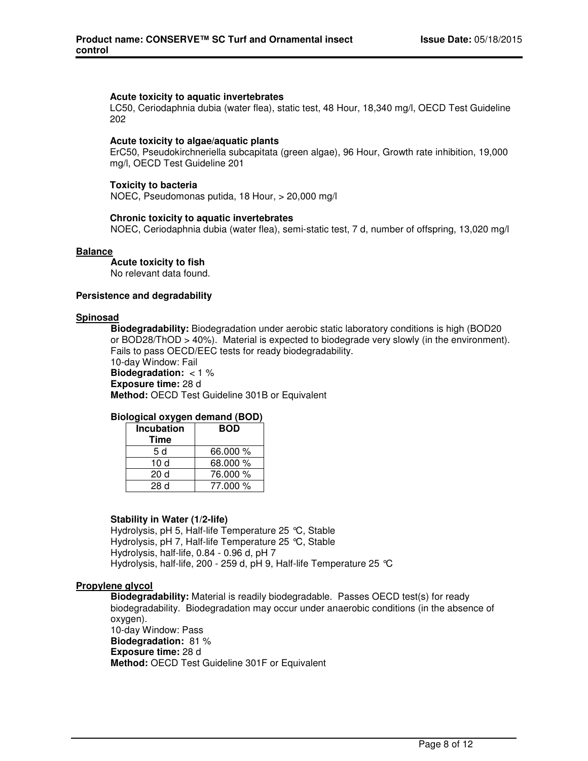**Acute toxicity to aquatic invertebrates**
LC50, Ceriodaphnia dubia (water flea), static test, 48 Hour, 18,340 mg/l, OECD Test Guideline 202

**Acute toxicity to algae/aquatic plants**
ErC50, Pseudokirchneriella subcapitata (green algae), 96 Hour, Growth rate inhibition, 19,000 mg/l, OECD Test Guideline 201

**Toxicity to bacteria**
NOEC, Pseudomonas putida, 18 Hour, > 20,000 mg/l

**Chronic toxicity to aquatic invertebrates**
NOEC, Ceriodaphnia dubia (water flea), semi-static test, 7 d, number of offspring, 13,020 mg/l

**Balance**

**Acute toxicity to fish**
No relevant data found.

**Persistence and degradability**

**Spinosad**

**Biodegradability:** Biodegradation under aerobic static laboratory conditions is high (BOD20 or BOD28/ThOD > 40%). Material is expected to biodegrade very slowly (in the environment). Fails to pass OECD/EEC tests for ready biodegradability.
10-day Window: Fail
**Biodegradation:** < 1 %
**Exposure time:** 28 d
**Method:** OECD Test Guideline 301B or Equivalent

**Biological oxygen demand (BOD)**

| Incubation Time | BOD |
|---|---|
| 5 d | 66.000 % |
| 10 d | 68.000 % |
| 20 d | 76.000 % |
| 28 d | 77.000 % |

**Stability in Water (1/2-life)**
Hydrolysis, pH 5, Half-life Temperature 25 °C, Stable
Hydrolysis, pH 7, Half-life Temperature 25 °C, Stable
Hydrolysis, half-life, 0.84 - 0.96 d, pH 7
Hydrolysis, half-life, 200 - 259 d, pH 9, Half-life Temperature 25 °C

**Propylene glycol**

**Biodegradability:** Material is readily biodegradable. Passes OECD test(s) for ready biodegradability. Biodegradation may occur under anaerobic conditions (in the absence of oxygen).
10-day Window: Pass
**Biodegradation:** 81 %
**Exposure time:** 28 d
**Method:** OECD Test Guideline 301F or Equivalent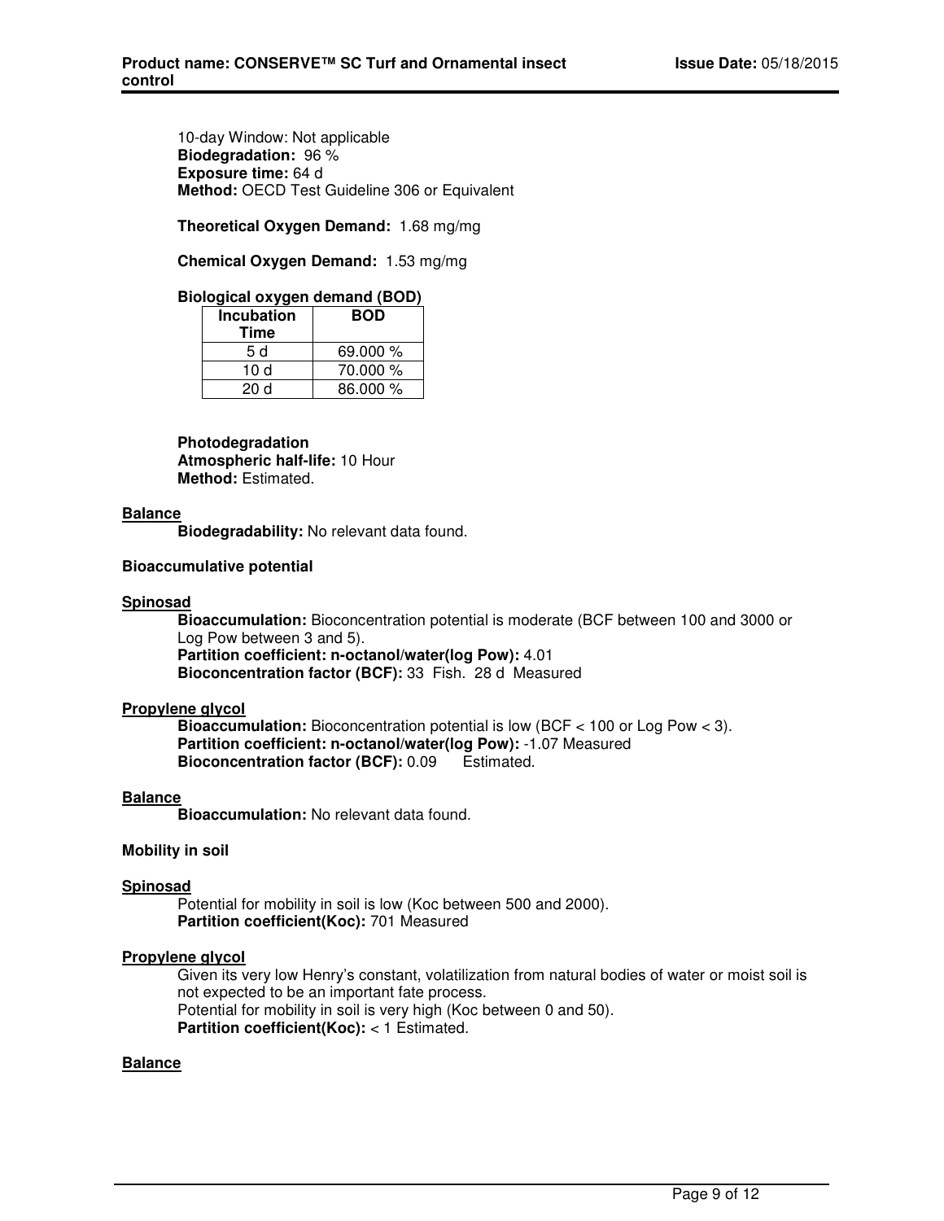10-day Window: Not applicable
**Biodegradation:** 96 %
**Exposure time:** 64 d
**Method:** OECD Test Guideline 306 or Equivalent

**Theoretical Oxygen Demand:** 1.68 mg/mg

**Chemical Oxygen Demand:** 1.53 mg/mg

**Biological oxygen demand (BOD)**

| Incubation Time | BOD |
|---|---|
| 5 d | 69.000 % |
| 10 d | 70.000 % |
| 20 d | 86.000 % |

**Photodegradation**
**Atmospheric half-life:** 10 Hour
**Method:** Estimated.

**Balance**
**Biodegradability:** No relevant data found.

**Bioaccumulative potential**

**Spinosad**
**Bioaccumulation:** Bioconcentration potential is moderate (BCF between 100 and 3000 or Log Pow between 3 and 5).
**Partition coefficient: n-octanol/water(log Pow):** 4.01
**Bioconcentration factor (BCF):** 33 Fish. 28 d Measured

**Propylene glycol**
**Bioaccumulation:** Bioconcentration potential is low (BCF < 100 or Log Pow < 3).
**Partition coefficient: n-octanol/water(log Pow):** -1.07 Measured
**Bioconcentration factor (BCF):** 0.09 Estimated.

**Balance**
**Bioaccumulation:** No relevant data found.

**Mobility in soil**

**Spinosad**
Potential for mobility in soil is low (Koc between 500 and 2000).
**Partition coefficient(Koc):** 701 Measured

**Propylene glycol**
Given its very low Henry's constant, volatilization from natural bodies of water or moist soil is not expected to be an important fate process.
Potential for mobility in soil is very high (Koc between 0 and 50).
**Partition coefficient(Koc):** < 1 Estimated.

**Balance**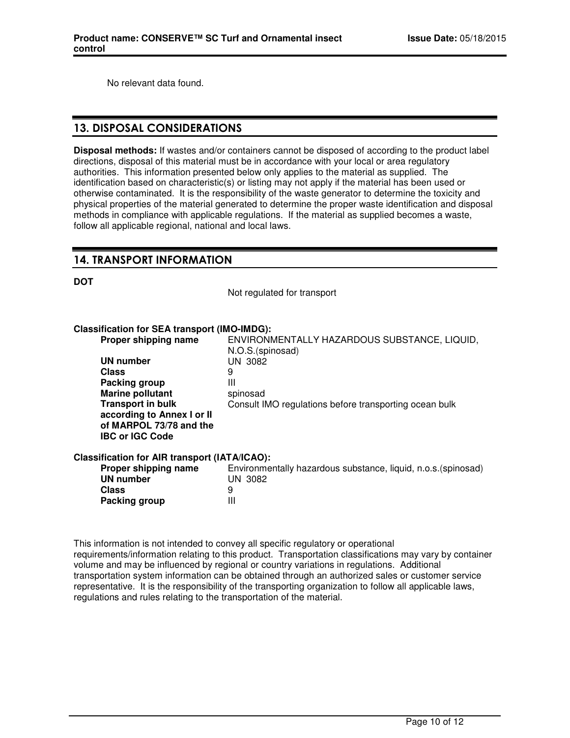No relevant data found.

## 13. DISPOSAL CONSIDERATIONS

**Disposal methods:** If wastes and/or containers cannot be disposed of according to the product label directions, disposal of this material must be in accordance with your local or area regulatory authorities. This information presented below only applies to the material as supplied. The identification based on characteristic(s) or listing may not apply if the material has been used or otherwise contaminated. It is the responsibility of the waste generator to determine the toxicity and physical properties of the material generated to determine the proper waste identification and disposal methods in compliance with applicable regulations. If the material as supplied becomes a waste, follow all applicable regional, national and local laws.

## 14. TRANSPORT INFORMATION

**DOT**

Not regulated for transport

**Classification for SEA transport (IMO-IMDG):**

| | |
|---|---|
| **Proper shipping name** | ENVIRONMENTALLY HAZARDOUS SUBSTANCE, LIQUID, N.O.S.(spinosad) |
| **UN number** | UN 3082 |
| **Class** | 9 |
| **Packing group** | III |
| **Marine pollutant** | spinosad |
| **Transport in bulk according to Annex I or II of MARPOL 73/78 and the IBC or IGC Code** | Consult IMO regulations before transporting ocean bulk |

**Classification for AIR transport (IATA/ICAO):**

| | |
|---|---|
| **Proper shipping name** | Environmentally hazardous substance, liquid, n.o.s.(spinosad) |
| **UN number** | UN 3082 |
| **Class** | 9 |
| **Packing group** | III |

This information is not intended to convey all specific regulatory or operational requirements/information relating to this product. Transportation classifications may vary by container volume and may be influenced by regional or country variations in regulations. Additional transportation system information can be obtained through an authorized sales or customer service representative. It is the responsibility of the transporting organization to follow all applicable laws, regulations and rules relating to the transportation of the material.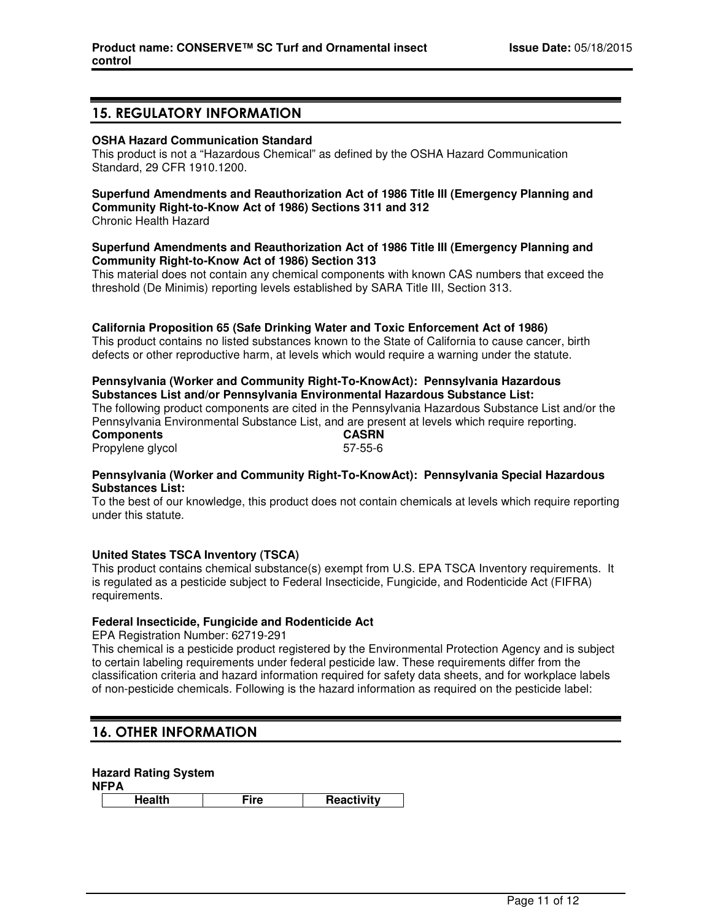## 15. REGULATORY INFORMATION

**OSHA Hazard Communication Standard**
This product is not a “Hazardous Chemical” as defined by the OSHA Hazard Communication Standard, 29 CFR 1910.1200.

**Superfund Amendments and Reauthorization Act of 1986 Title III (Emergency Planning and Community Right-to-Know Act of 1986) Sections 311 and 312**
Chronic Health Hazard

**Superfund Amendments and Reauthorization Act of 1986 Title III (Emergency Planning and Community Right-to-Know Act of 1986) Section 313**
This material does not contain any chemical components with known CAS numbers that exceed the threshold (De Minimis) reporting levels established by SARA Title III, Section 313.

**California Proposition 65 (Safe Drinking Water and Toxic Enforcement Act of 1986)**
This product contains no listed substances known to the State of California to cause cancer, birth defects or other reproductive harm, at levels which would require a warning under the statute.

**Pennsylvania (Worker and Community Right-To-KnowAct): Pennsylvania Hazardous Substances List and/or Pennsylvania Environmental Hazardous Substance List:**
The following product components are cited in the Pennsylvania Hazardous Substance List and/or the Pennsylvania Environmental Substance List, and are present at levels which require reporting.

| **Components** | **CASRN** |
|---|---|
| Propylene glycol | 57-55-6 |

**Pennsylvania (Worker and Community Right-To-KnowAct): Pennsylvania Special Hazardous Substances List:**
To the best of our knowledge, this product does not contain chemicals at levels which require reporting under this statute.

**United States TSCA Inventory (TSCA)**
This product contains chemical substance(s) exempt from U.S. EPA TSCA Inventory requirements. It is regulated as a pesticide subject to Federal Insecticide, Fungicide, and Rodenticide Act (FIFRA) requirements.

**Federal Insecticide, Fungicide and Rodenticide Act**
EPA Registration Number: 62719-291
This chemical is a pesticide product registered by the Environmental Protection Agency and is subject to certain labeling requirements under federal pesticide law. These requirements differ from the classification criteria and hazard information required for safety data sheets, and for workplace labels of non-pesticide chemicals. Following is the hazard information as required on the pesticide label:

## 16. OTHER INFORMATION

**Hazard Rating System**
**NFPA**

| Health | Fire | Reactivity |
|---|---|---|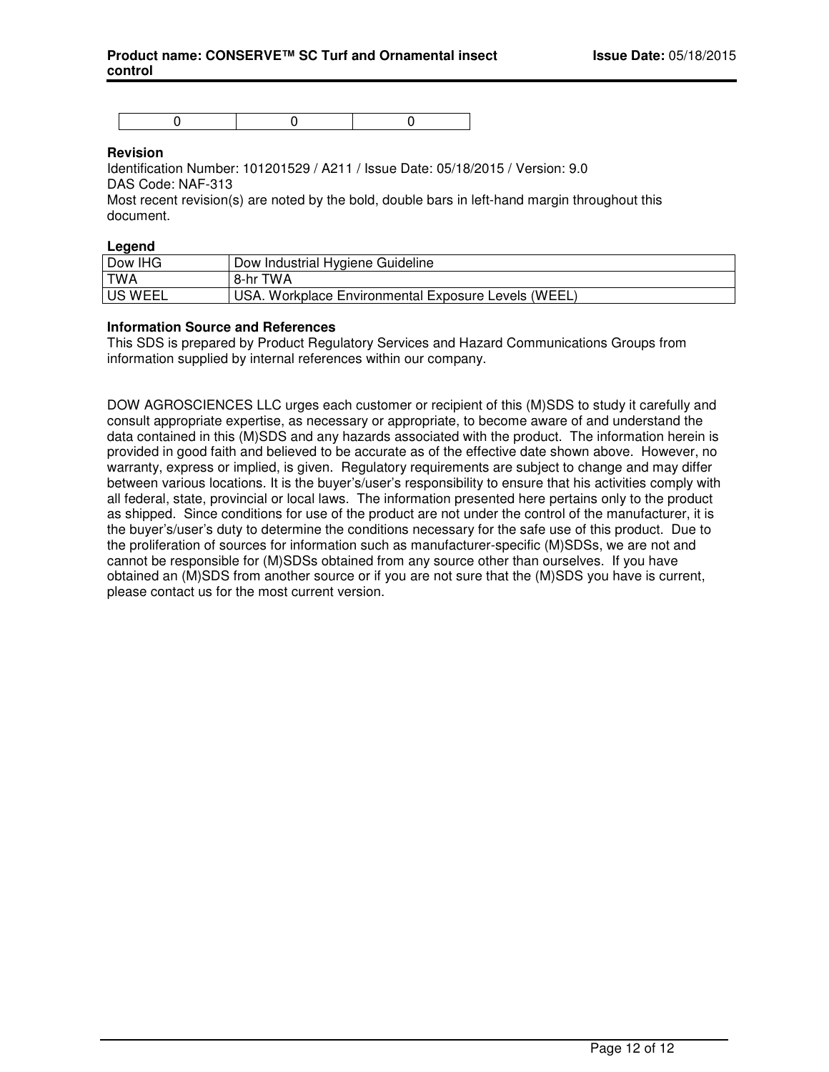| | | |
|---|---|---|
| 0 | 0 | 0 |

**Revision**

Identification Number: 101201529 / A211 / Issue Date: 05/18/2015 / Version: 9.0
DAS Code: NAF-313
Most recent revision(s) are noted by the bold, double bars in left-hand margin throughout this document.

**Legend**

| | |
|---|---|
| Dow IHG | Dow Industrial Hygiene Guideline |
| TWA | 8-hr TWA |
| US WEEL | USA. Workplace Environmental Exposure Levels (WEEL) |

**Information Source and References**

This SDS is prepared by Product Regulatory Services and Hazard Communications Groups from information supplied by internal references within our company.

DOW AGROSCIENCES LLC urges each customer or recipient of this (M)SDS to study it carefully and consult appropriate expertise, as necessary or appropriate, to become aware of and understand the data contained in this (M)SDS and any hazards associated with the product. The information herein is provided in good faith and believed to be accurate as of the effective date shown above. However, no warranty, express or implied, is given. Regulatory requirements are subject to change and may differ between various locations. It is the buyer's/user's responsibility to ensure that his activities comply with all federal, state, provincial or local laws. The information presented here pertains only to the product as shipped. Since conditions for use of the product are not under the control of the manufacturer, it is the buyer's/user's duty to determine the conditions necessary for the safe use of this product. Due to the proliferation of sources for information such as manufacturer-specific (M)SDSs, we are not and cannot be responsible for (M)SDSs obtained from any source other than ourselves. If you have obtained an (M)SDS from another source or if you are not sure that the (M)SDS you have is current, please contact us for the most current version.